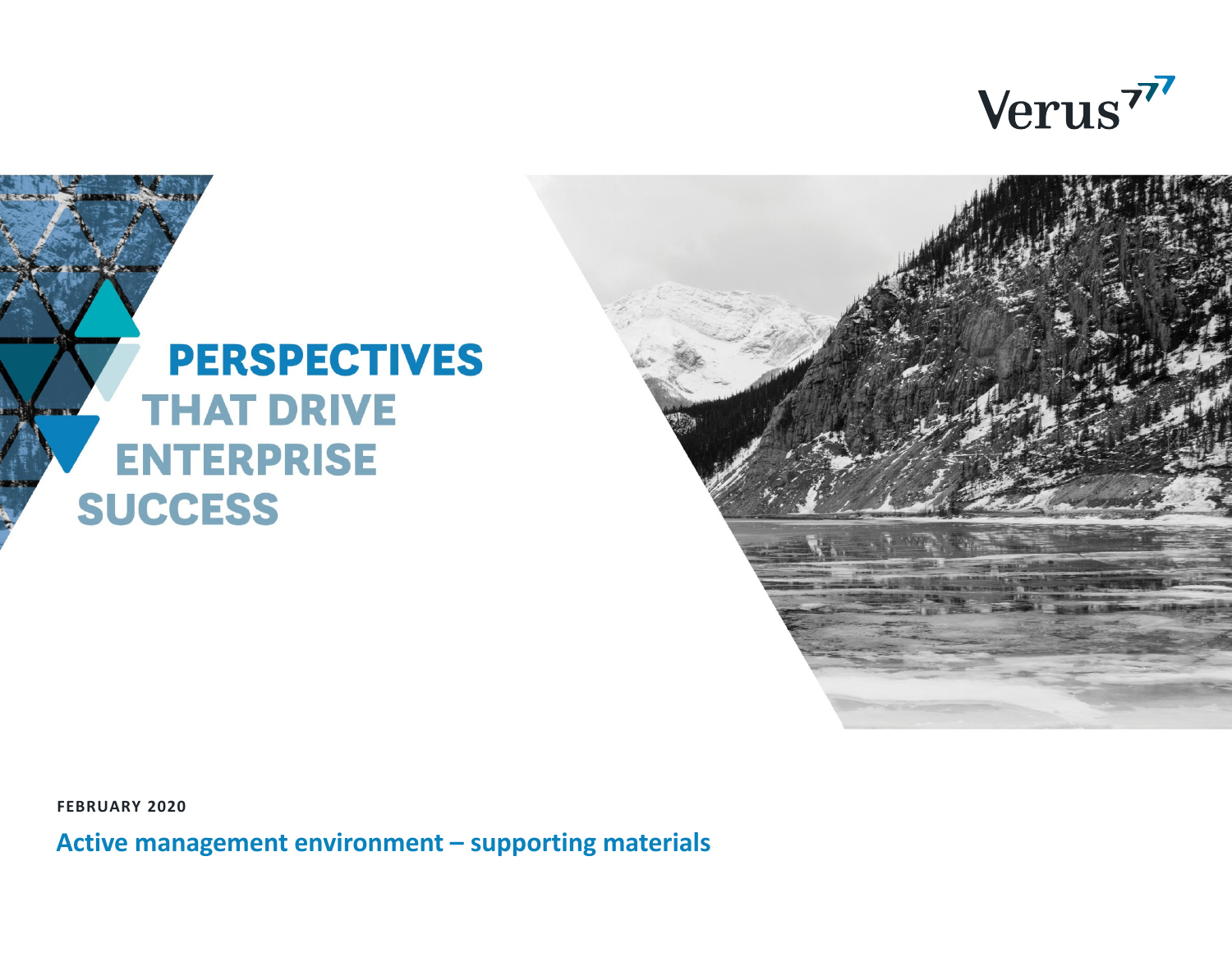Verus

# PERSPECTIVES THAT DRIVE ENTERPRISE SUCCESS

**FEBRUARY 2020**

## Active management environment – supporting materials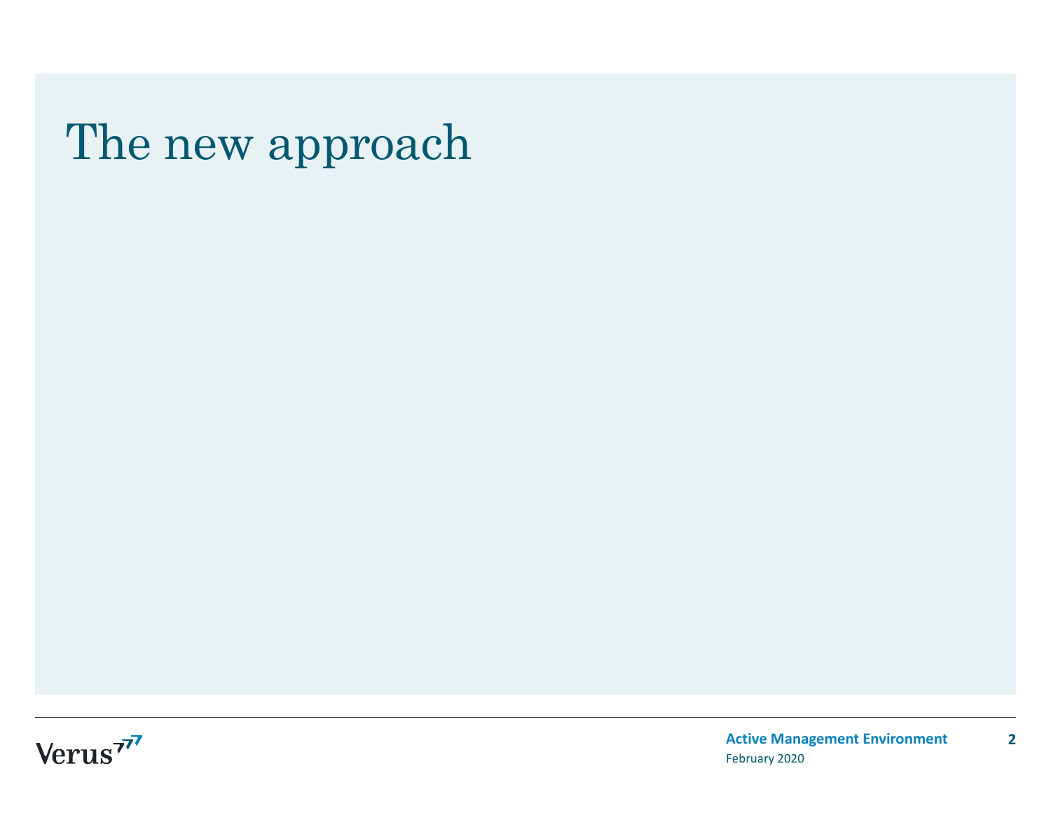# The new approach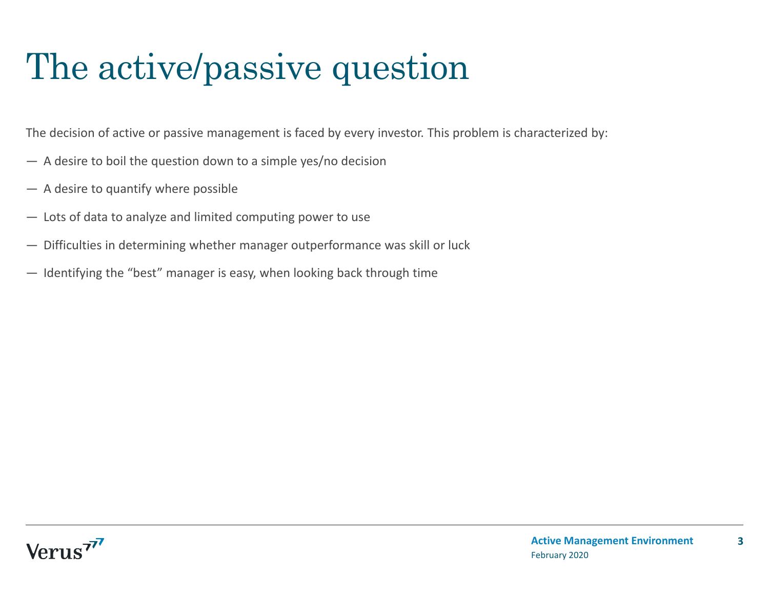# The active/passive question

The decision of active or passive management is faced by every investor. This problem is characterized by:

- A desire to boil the question down to a simple yes/no decision
- A desire to quantify where possible
- Lots of data to analyze and limited computing power to use
- Difficulties in determining whether manager outperformance was skill or luck
- Identifying the "best" manager is easy, when looking back through time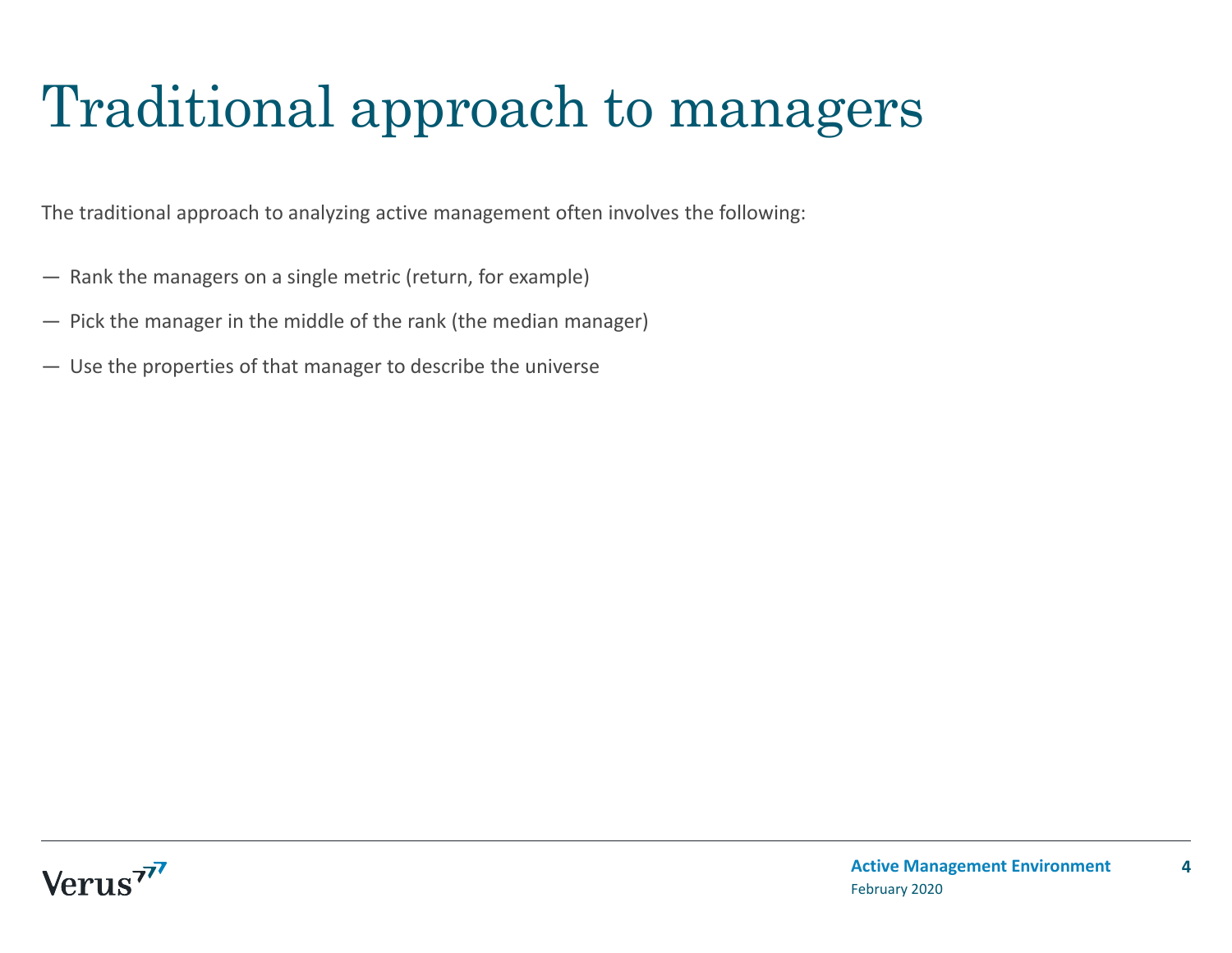# Traditional approach to managers

The traditional approach to analyzing active management often involves the following:

— Rank the managers on a single metric (return, for example)

— Pick the manager in the middle of the rank (the median manager)

— Use the properties of that manager to describe the universe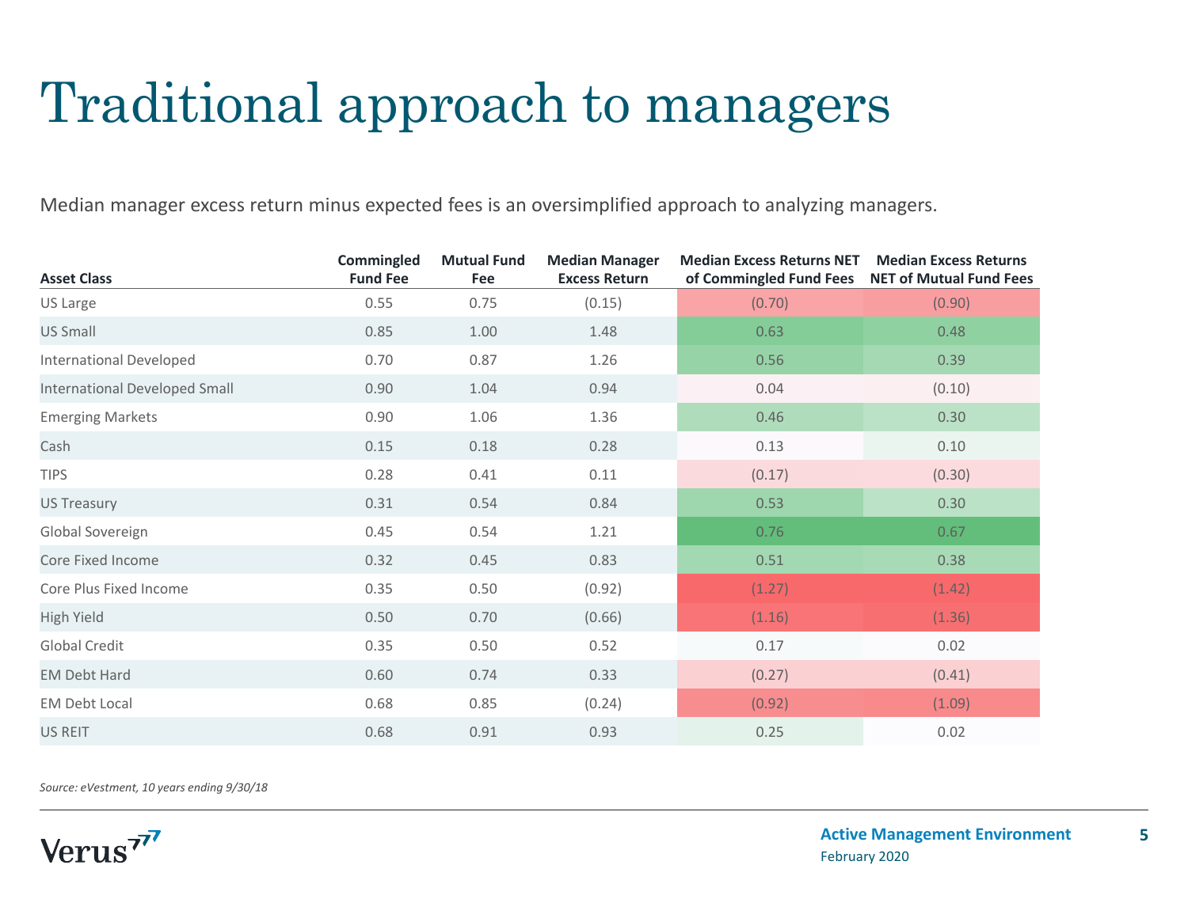# Traditional approach to managers

Median manager excess return minus expected fees is an oversimplified approach to analyzing managers.

| Asset Class | Commingled Fund Fee | Mutual Fund Fee | Median Manager Excess Return | Median Excess Returns NET of Commingled Fund Fees | Median Excess Returns NET of Mutual Fund Fees |
|---|---|---|---|---|---|
| US Large | 0.55 | 0.75 | (0.15) | (0.70) | (0.90) |
| US Small | 0.85 | 1.00 | 1.48 | 0.63 | 0.48 |
| International Developed | 0.70 | 0.87 | 1.26 | 0.56 | 0.39 |
| International Developed Small | 0.90 | 1.04 | 0.94 | 0.04 | (0.10) |
| Emerging Markets | 0.90 | 1.06 | 1.36 | 0.46 | 0.30 |
| Cash | 0.15 | 0.18 | 0.28 | 0.13 | 0.10 |
| TIPS | 0.28 | 0.41 | 0.11 | (0.17) | (0.30) |
| US Treasury | 0.31 | 0.54 | 0.84 | 0.53 | 0.30 |
| Global Sovereign | 0.45 | 0.54 | 1.21 | 0.76 | 0.67 |
| Core Fixed Income | 0.32 | 0.45 | 0.83 | 0.51 | 0.38 |
| Core Plus Fixed Income | 0.35 | 0.50 | (0.92) | (1.27) | (1.42) |
| High Yield | 0.50 | 0.70 | (0.66) | (1.16) | (1.36) |
| Global Credit | 0.35 | 0.50 | 0.52 | 0.17 | 0.02 |
| EM Debt Hard | 0.60 | 0.74 | 0.33 | (0.27) | (0.41) |
| EM Debt Local | 0.68 | 0.85 | (0.24) | (0.92) | (1.09) |
| US REIT | 0.68 | 0.91 | 0.93 | 0.25 | 0.02 |

*Source: eVestment, 10 years ending 9/30/18*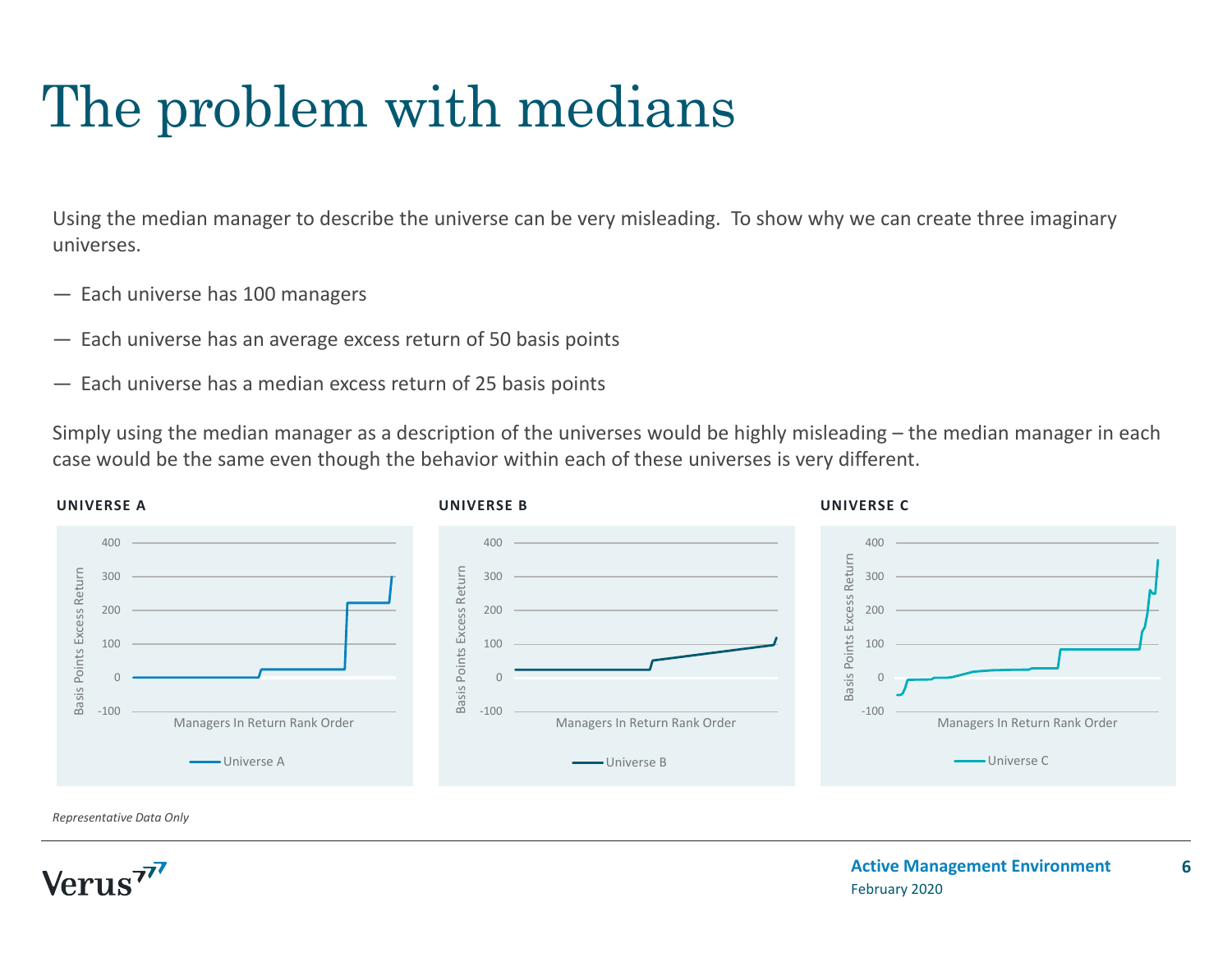# The problem with medians

Using the median manager to describe the universe can be very misleading. To show why we can create three imaginary universes.

— Each universe has 100 managers

— Each universe has an average excess return of 50 basis points

— Each universe has a median excess return of 25 basis points

Simply using the median manager as a description of the universes would be highly misleading – the median manager in each case would be the same even though the behavior within each of these universes is very different.

**UNIVERSE A**

**UNIVERSE B**

**UNIVERSE C**

*Representative Data Only*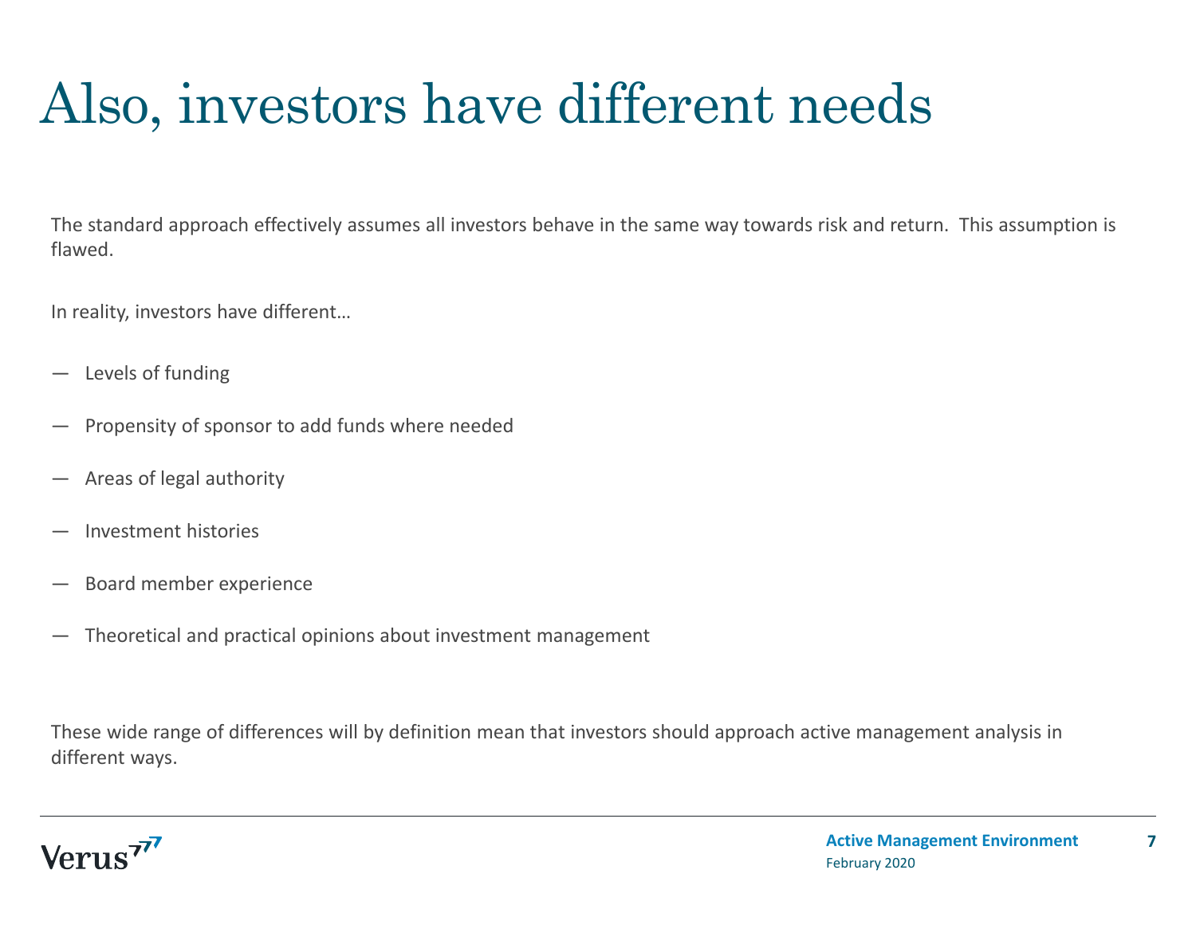# Also, investors have different needs

The standard approach effectively assumes all investors behave in the same way towards risk and return. This assumption is flawed.

In reality, investors have different…

— Levels of funding

— Propensity of sponsor to add funds where needed

— Areas of legal authority

— Investment histories

— Board member experience

— Theoretical and practical opinions about investment management

These wide range of differences will by definition mean that investors should approach active management analysis in different ways.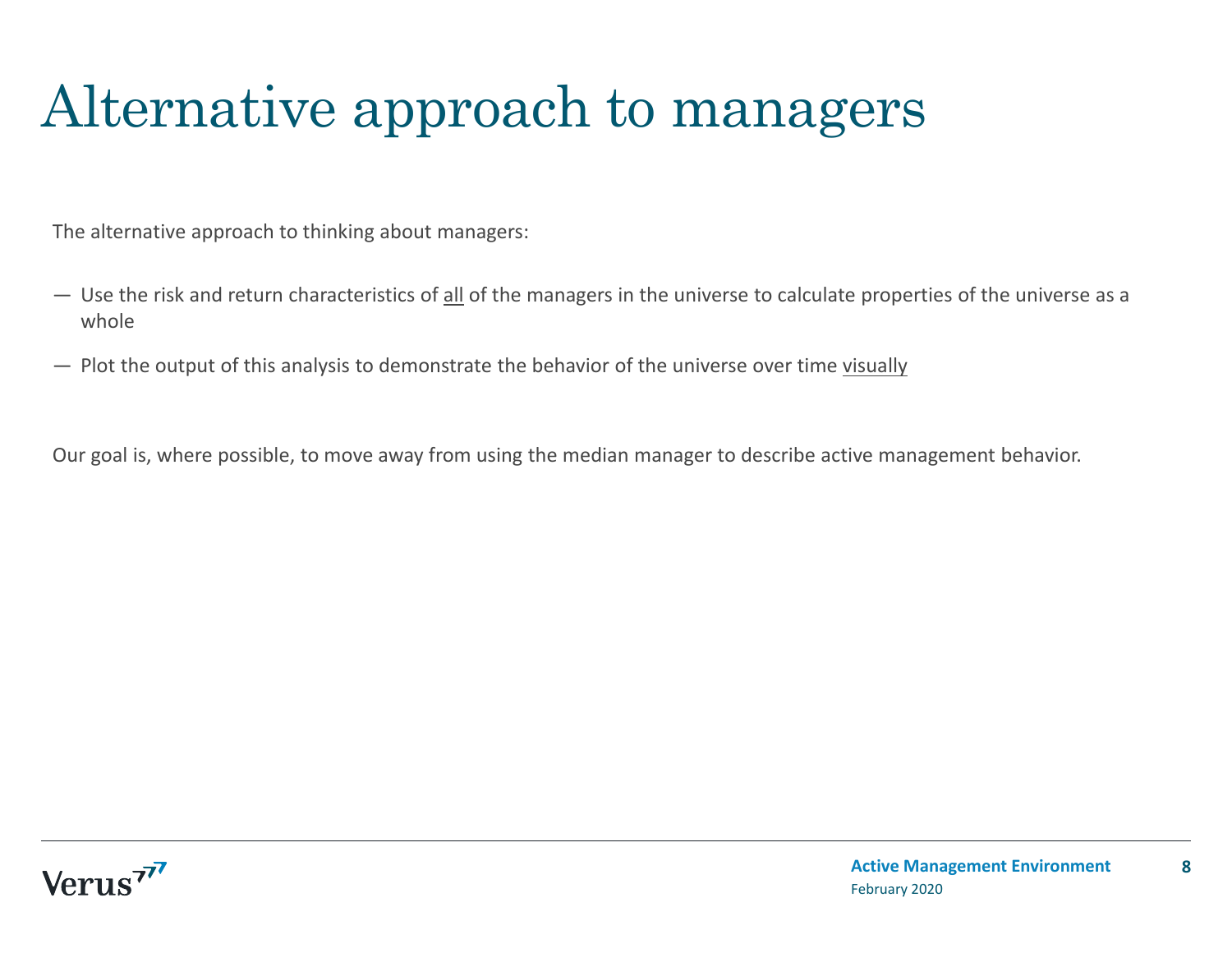# Alternative approach to managers

The alternative approach to thinking about managers:

— Use the risk and return characteristics of <u>all</u> of the managers in the universe to calculate properties of the universe as a whole

— Plot the output of this analysis to demonstrate the behavior of the universe over time <u>visually</u>

Our goal is, where possible, to move away from using the median manager to describe active management behavior.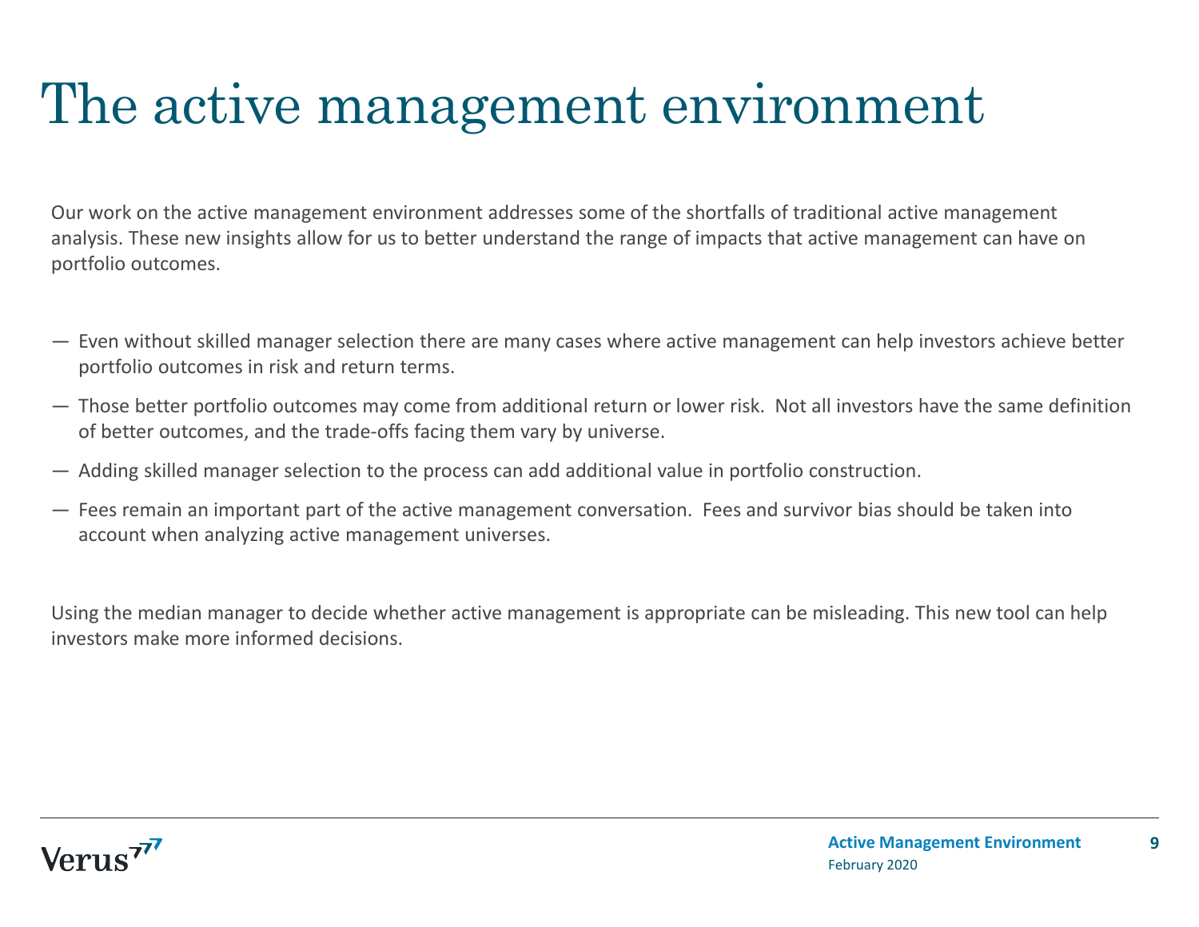# The active management environment

Our work on the active management environment addresses some of the shortfalls of traditional active management analysis. These new insights allow for us to better understand the range of impacts that active management can have on portfolio outcomes.

- Even without skilled manager selection there are many cases where active management can help investors achieve better portfolio outcomes in risk and return terms.
- Those better portfolio outcomes may come from additional return or lower risk. Not all investors have the same definition of better outcomes, and the trade-offs facing them vary by universe.
- Adding skilled manager selection to the process can add additional value in portfolio construction.
- Fees remain an important part of the active management conversation. Fees and survivor bias should be taken into account when analyzing active management universes.

Using the median manager to decide whether active management is appropriate can be misleading. This new tool can help investors make more informed decisions.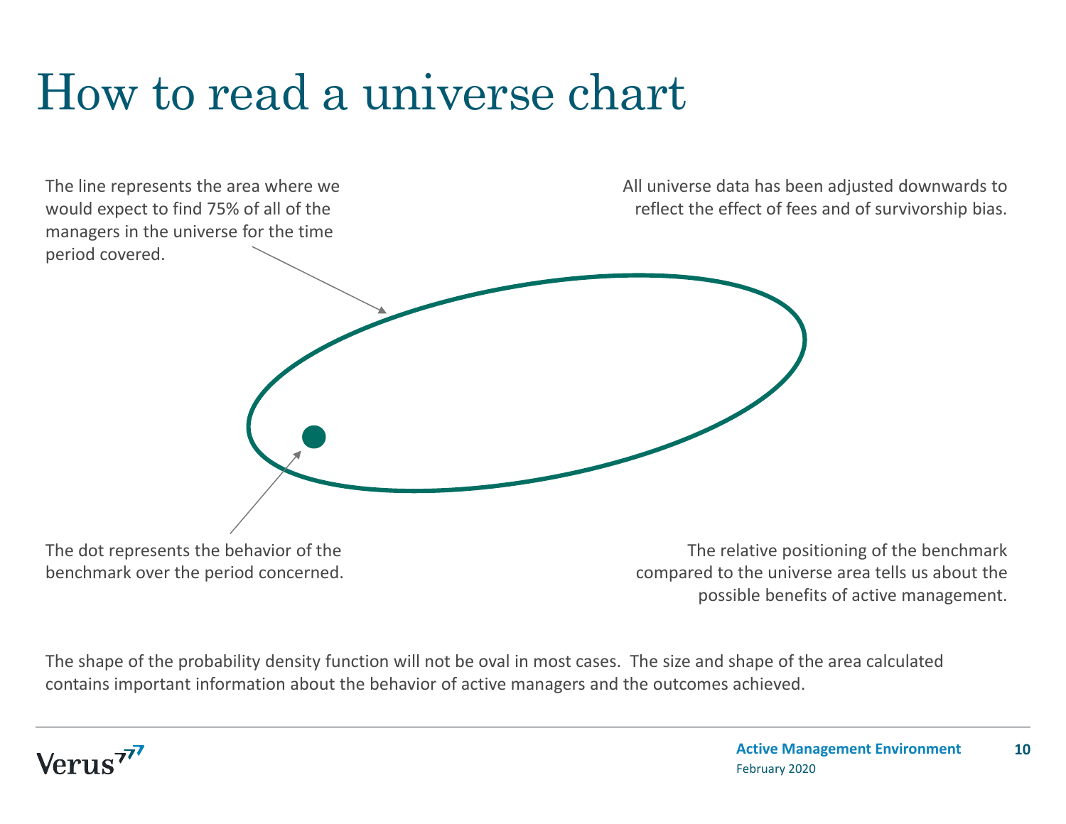# How to read a universe chart

The line represents the area where we would expect to find 75% of all of the managers in the universe for the time period covered.

All universe data has been adjusted downwards to reflect the effect of fees and of survivorship bias.

The dot represents the behavior of the benchmark over the period concerned.

The relative positioning of the benchmark compared to the universe area tells us about the possible benefits of active management.

The shape of the probability density function will not be oval in most cases. The size and shape of the area calculated contains important information about the behavior of active managers and the outcomes achieved.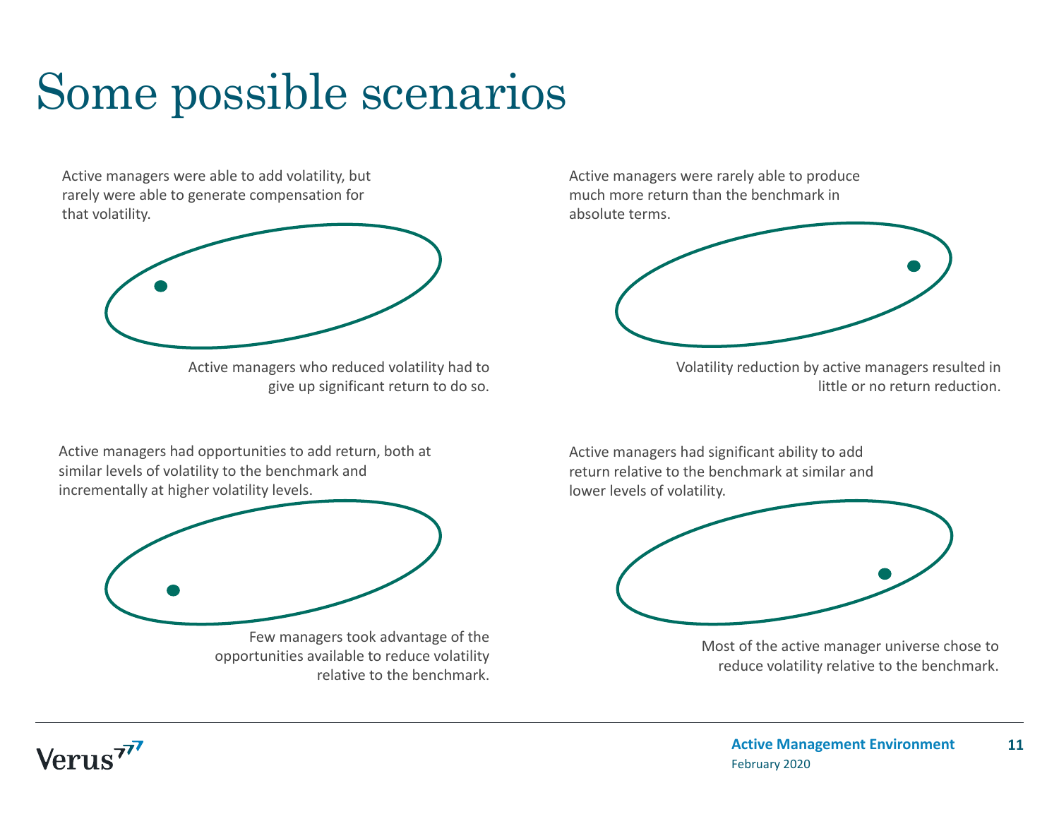# Some possible scenarios

Active managers were able to add volatility, but rarely were able to generate compensation for that volatility.

Active managers who reduced volatility had to give up significant return to do so.

Active managers were rarely able to produce much more return than the benchmark in absolute terms.

Volatility reduction by active managers resulted in little or no return reduction.

Active managers had opportunities to add return, both at similar levels of volatility to the benchmark and incrementally at higher volatility levels.

Few managers took advantage of the opportunities available to reduce volatility relative to the benchmark.

Active managers had significant ability to add return relative to the benchmark at similar and lower levels of volatility.

Most of the active manager universe chose to reduce volatility relative to the benchmark.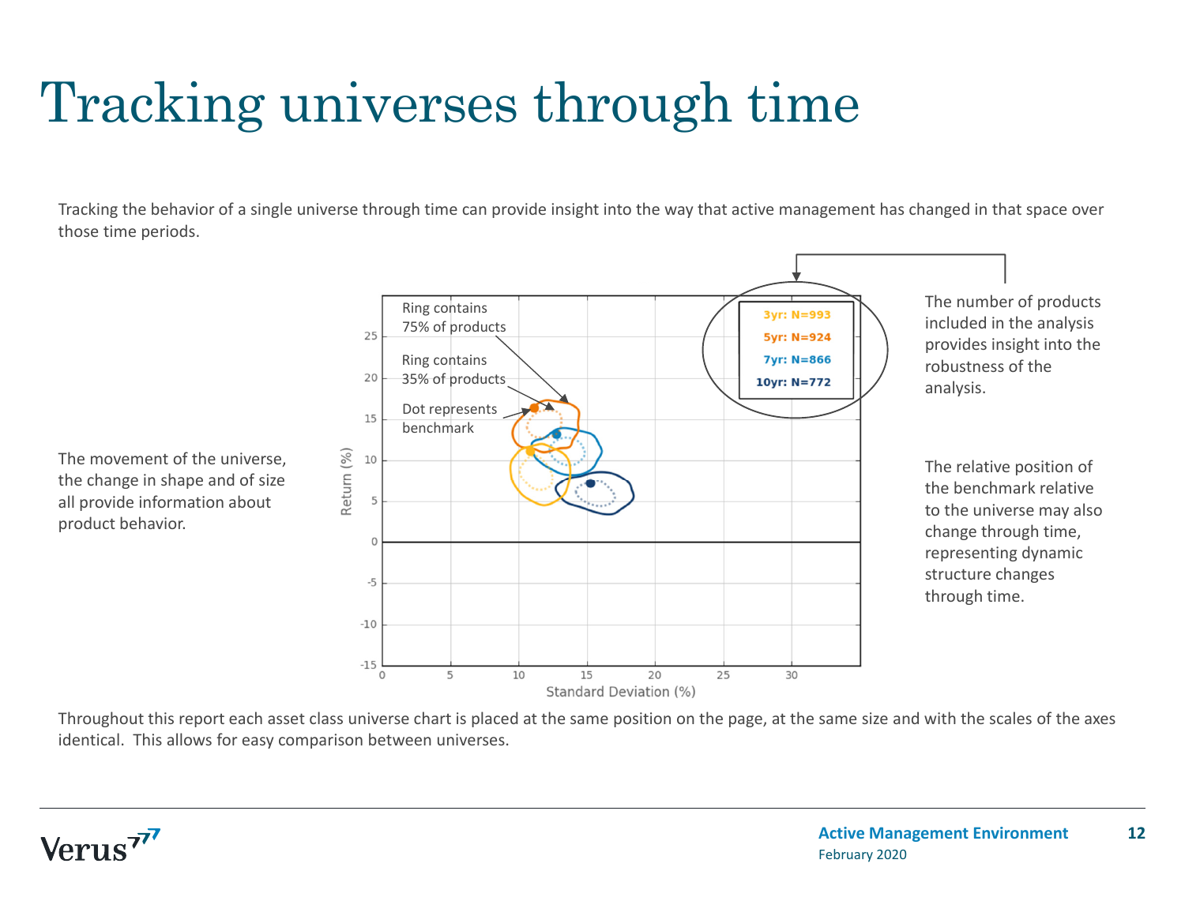# Tracking universes through time

Tracking the behavior of a single universe through time can provide insight into the way that active management has changed in that space over those time periods.

The movement of the universe, the change in shape and of size all provide information about product behavior.

Ring contains 75% of products

Ring contains 35% of products

Dot represents benchmark

3yr: N=993
5yr: N=924
7yr: N=866
10yr: N=772

The number of products included in the analysis provides insight into the robustness of the analysis.

The relative position of the benchmark relative to the universe may also change through time, representing dynamic structure changes through time.

Throughout this report each asset class universe chart is placed at the same position on the page, at the same size and with the scales of the axes identical. This allows for easy comparison between universes.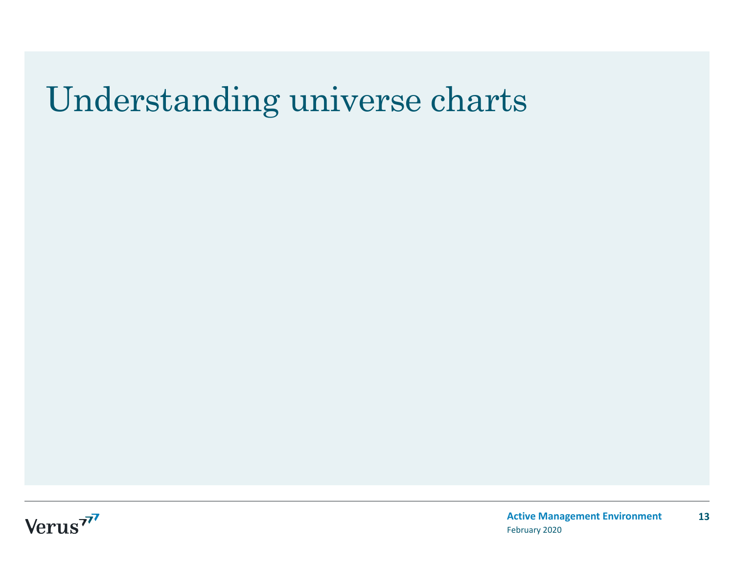# Understanding universe charts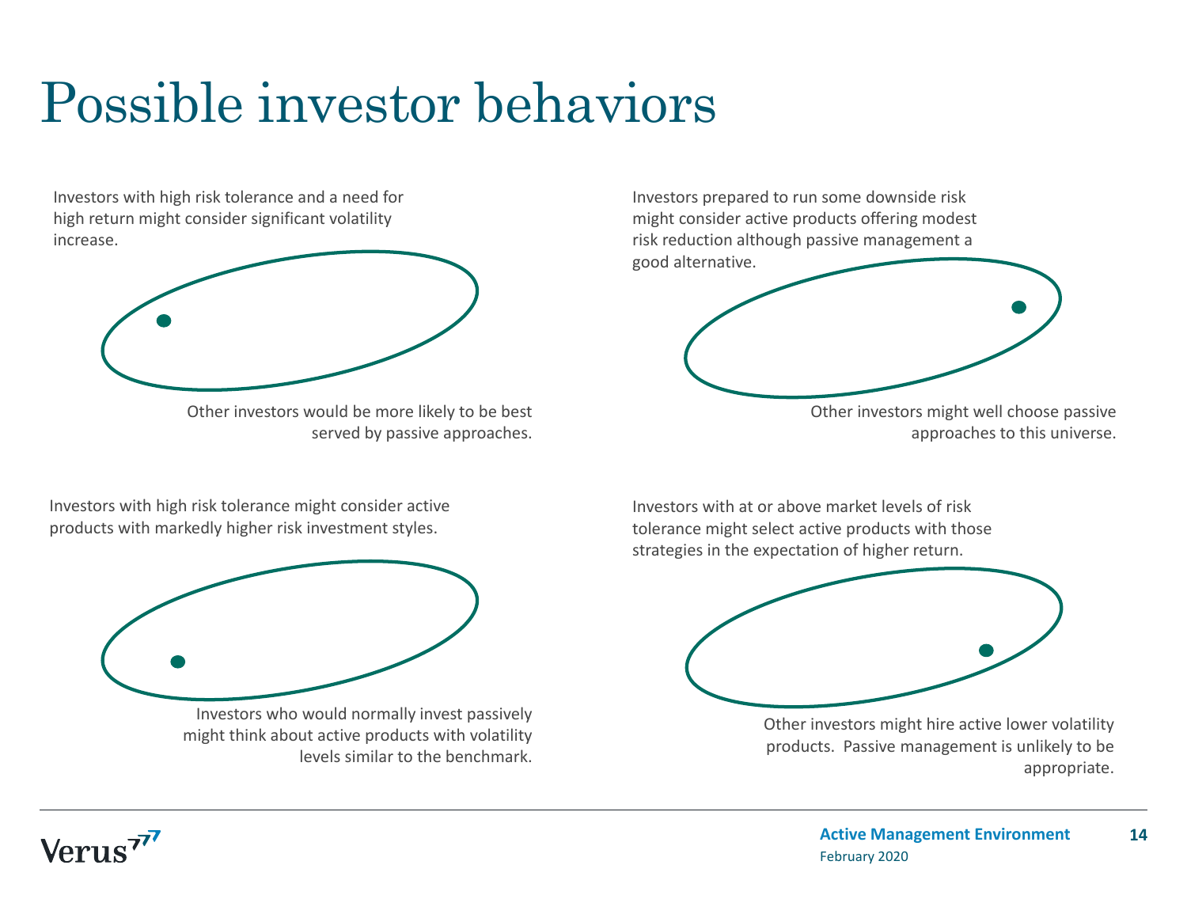# Possible investor behaviors

Investors with high risk tolerance and a need for high return might consider significant volatility increase.

Other investors would be more likely to be best served by passive approaches.

Investors prepared to run some downside risk might consider active products offering modest risk reduction although passive management a good alternative.

Other investors might well choose passive approaches to this universe.

Investors with high risk tolerance might consider active products with markedly higher risk investment styles.

Investors who would normally invest passively might think about active products with volatility levels similar to the benchmark.

Investors with at or above market levels of risk tolerance might select active products with those strategies in the expectation of higher return.

Other investors might hire active lower volatility products. Passive management is unlikely to be appropriate.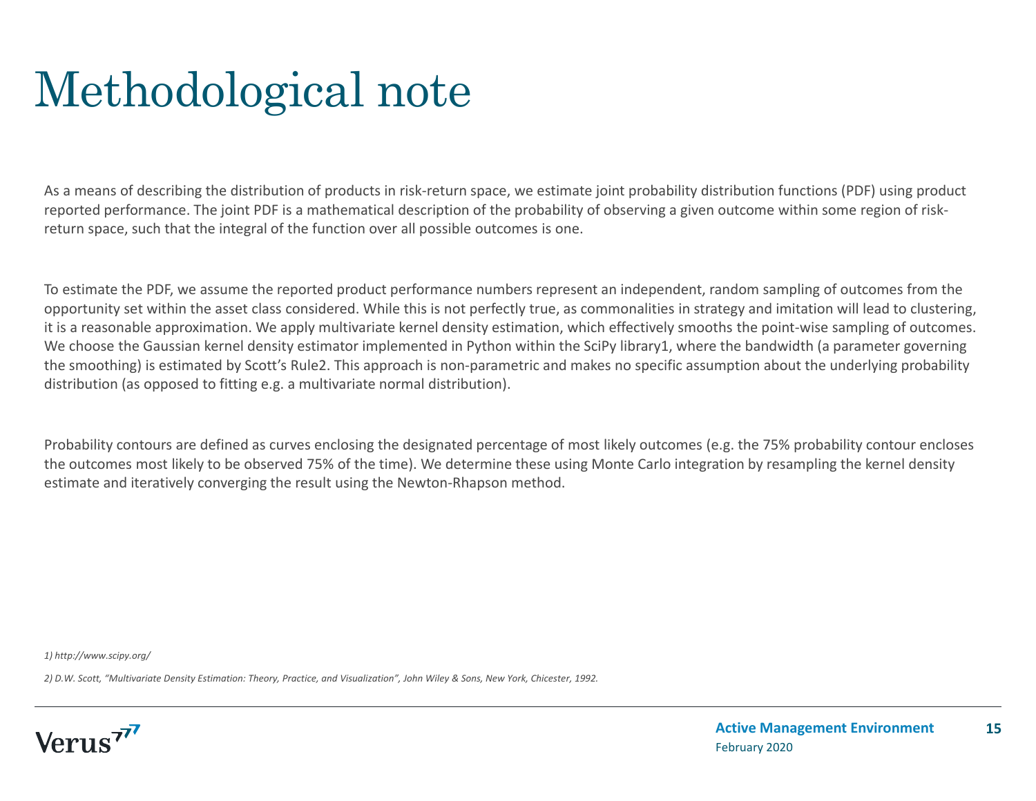# Methodological note

As a means of describing the distribution of products in risk-return space, we estimate joint probability distribution functions (PDF) using product reported performance. The joint PDF is a mathematical description of the probability of observing a given outcome within some region of risk-return space, such that the integral of the function over all possible outcomes is one.

To estimate the PDF, we assume the reported product performance numbers represent an independent, random sampling of outcomes from the opportunity set within the asset class considered. While this is not perfectly true, as commonalities in strategy and imitation will lead to clustering, it is a reasonable approximation. We apply multivariate kernel density estimation, which effectively smooths the point-wise sampling of outcomes. We choose the Gaussian kernel density estimator implemented in Python within the SciPy library[1], where the bandwidth (a parameter governing the smoothing) is estimated by Scott's Rule[2]. This approach is non-parametric and makes no specific assumption about the underlying probability distribution (as opposed to fitting e.g. a multivariate normal distribution).

Probability contours are defined as curves enclosing the designated percentage of most likely outcomes (e.g. the 75% probability contour encloses the outcomes most likely to be observed 75% of the time). We determine these using Monte Carlo integration by resampling the kernel density estimate and iteratively converging the result using the Newton-Rhapson method.

*1) http://www.scipy.org/*

*2) D.W. Scott, "Multivariate Density Estimation: Theory, Practice, and Visualization", John Wiley & Sons, New York, Chicester, 1992.*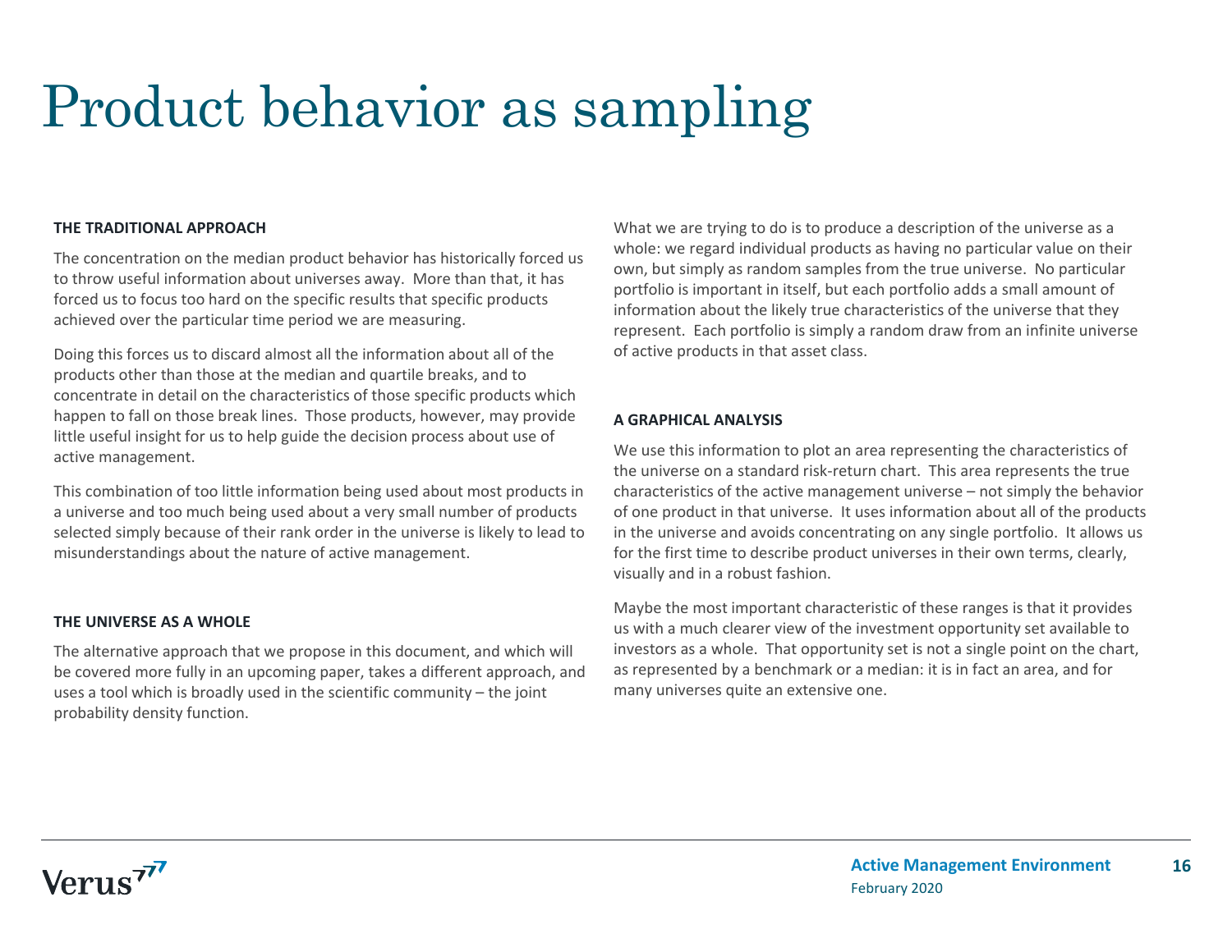# Product behavior as sampling

### THE TRADITIONAL APPROACH

The concentration on the median product behavior has historically forced us to throw useful information about universes away. More than that, it has forced us to focus too hard on the specific results that specific products achieved over the particular time period we are measuring.

Doing this forces us to discard almost all the information about all of the products other than those at the median and quartile breaks, and to concentrate in detail on the characteristics of those specific products which happen to fall on those break lines. Those products, however, may provide little useful insight for us to help guide the decision process about use of active management.

This combination of too little information being used about most products in a universe and too much being used about a very small number of products selected simply because of their rank order in the universe is likely to lead to misunderstandings about the nature of active management.

### THE UNIVERSE AS A WHOLE

The alternative approach that we propose in this document, and which will be covered more fully in an upcoming paper, takes a different approach, and uses a tool which is broadly used in the scientific community – the joint probability density function.

What we are trying to do is to produce a description of the universe as a whole: we regard individual products as having no particular value on their own, but simply as random samples from the true universe. No particular portfolio is important in itself, but each portfolio adds a small amount of information about the likely true characteristics of the universe that they represent. Each portfolio is simply a random draw from an infinite universe of active products in that asset class.

### A GRAPHICAL ANALYSIS

We use this information to plot an area representing the characteristics of the universe on a standard risk-return chart. This area represents the true characteristics of the active management universe – not simply the behavior of one product in that universe. It uses information about all of the products in the universe and avoids concentrating on any single portfolio. It allows us for the first time to describe product universes in their own terms, clearly, visually and in a robust fashion.

Maybe the most important characteristic of these ranges is that it provides us with a much clearer view of the investment opportunity set available to investors as a whole. That opportunity set is not a single point on the chart, as represented by a benchmark or a median: it is in fact an area, and for many universes quite an extensive one.